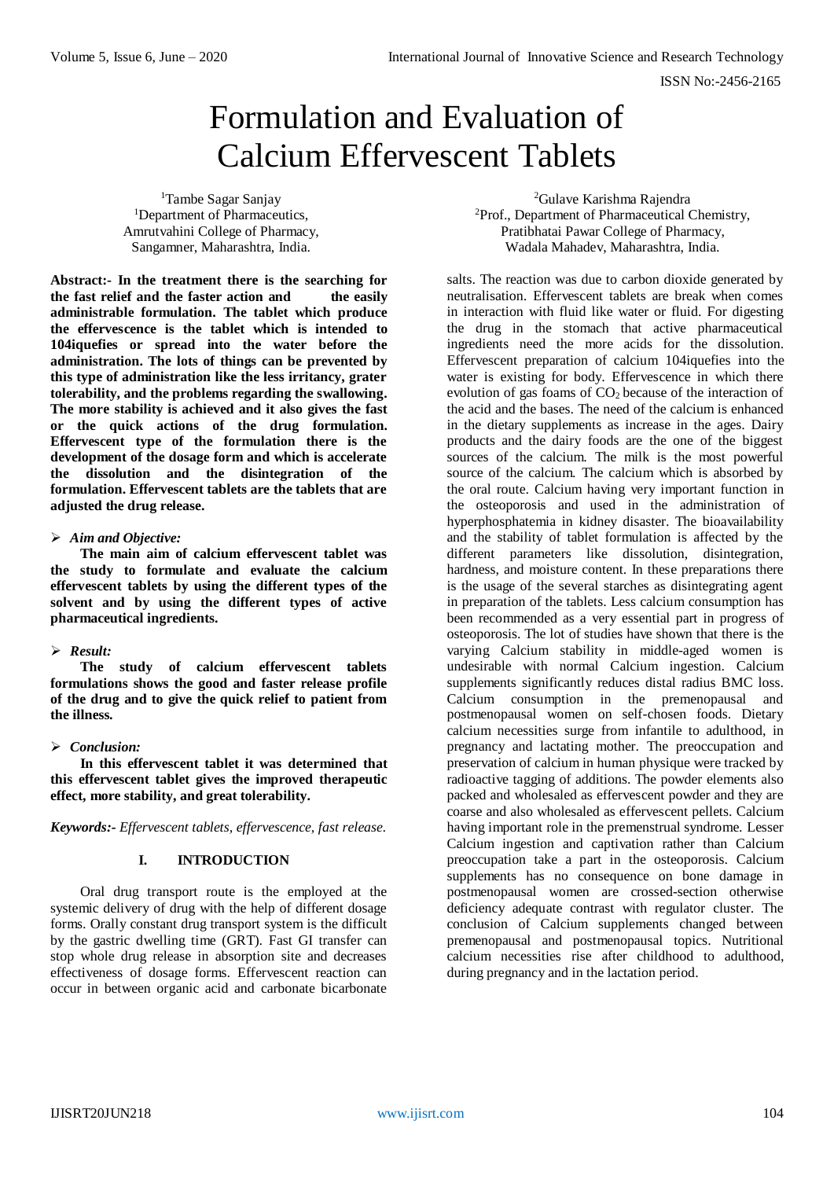# Formulation and Evaluation of Calcium Effervescent Tablets

[1]Tambe Sagar Sanjay
[1]Department of Pharmaceutics,
Amrutvahini College of Pharmacy,
Sangamner, Maharashtra, India.

[2]Gulave Karishma Rajendra
[2]Prof., Department of Pharmaceutical Chemistry,
Pratibhatai Pawar College of Pharmacy,
Wadala Mahadev, Maharashtra, India.

**Abstract:- In the treatment there is the searching for the fast relief and the faster action and the easily administrable formulation. The tablet which produce the effervescence is the tablet which is intended to 104iquefies or spread into the water before the administration. The lots of things can be prevented by this type of administration like the less irritancy, grater tolerability, and the problems regarding the swallowing. The more stability is achieved and it also gives the fast or the quick actions of the drug formulation. Effervescent type of the formulation there is the development of the dosage form and which is accelerate the dissolution and the disintegration of the formulation. Effervescent tablets are the tablets that are adjusted the drug release.**

➢ ***Aim and Objective:***

**The main aim of calcium effervescent tablet was the study to formulate and evaluate the calcium effervescent tablets by using the different types of the solvent and by using the different types of active pharmaceutical ingredients.**

➢ ***Result:***

**The study of calcium effervescent tablets formulations shows the good and faster release profile of the drug and to give the quick relief to patient from the illness.**

➢ ***Conclusion:***

**In this effervescent tablet it was determined that this effervescent tablet gives the improved therapeutic effect, more stability, and great tolerability.**

***Keywords:-** Effervescent tablets, effervescence, fast release.*

## I. INTRODUCTION

Oral drug transport route is the employed at the systemic delivery of drug with the help of different dosage forms. Orally constant drug transport system is the difficult by the gastric dwelling time (GRT). Fast GI transfer can stop whole drug release in absorption site and decreases effectiveness of dosage forms. Effervescent reaction can occur in between organic acid and carbonate bicarbonate salts. The reaction was due to carbon dioxide generated by neutralisation. Effervescent tablets are break when comes in interaction with fluid like water or fluid. For digesting the drug in the stomach that active pharmaceutical ingredients need the more acids for the dissolution. Effervescent preparation of calcium 104iquefies into the water is existing for body. Effervescence in which there evolution of gas foams of $CO_2$ because of the interaction of the acid and the bases. The need of the calcium is enhanced in the dietary supplements as increase in the ages. Dairy products and the dairy foods are the one of the biggest sources of the calcium. The milk is the most powerful source of the calcium. The calcium which is absorbed by the oral route. Calcium having very important function in the osteoporosis and used in the administration of hyperphosphatemia in kidney disaster. The bioavailability and the stability of tablet formulation is affected by the different parameters like dissolution, disintegration, hardness, and moisture content. In these preparations there is the usage of the several starches as disintegrating agent in preparation of the tablets. Less calcium consumption has been recommended as a very essential part in progress of osteoporosis. The lot of studies have shown that there is the varying Calcium stability in middle-aged women is undesirable with normal Calcium ingestion. Calcium supplements significantly reduces distal radius BMC loss. Calcium consumption in the premenopausal and postmenopausal women on self-chosen foods. Dietary calcium necessities surge from infantile to adulthood, in pregnancy and lactating mother. The preoccupation and preservation of calcium in human physique were tracked by radioactive tagging of additions. The powder elements also packed and wholesaled as effervescent powder and they are coarse and also wholesaled as effervescent pellets. Calcium having important role in the premenstrual syndrome. Lesser Calcium ingestion and captivation rather than Calcium preoccupation take a part in the osteoporosis. Calcium supplements has no consequence on bone damage in postmenopausal women are crossed-section otherwise deficiency adequate contrast with regulator cluster. The conclusion of Calcium supplements changed between premenopausal and postmenopausal topics. Nutritional calcium necessities rise after childhood to adulthood, during pregnancy and in the lactation period.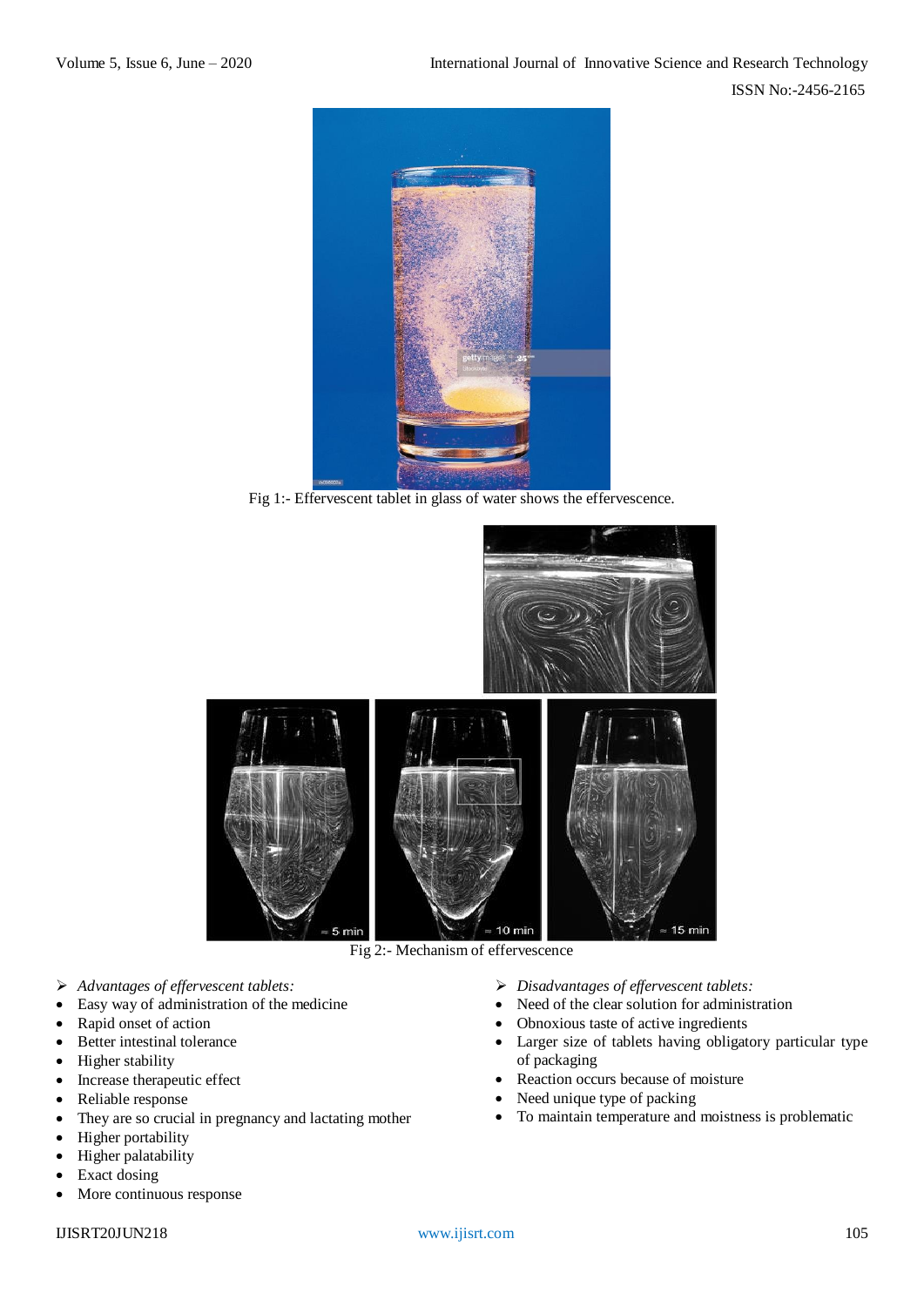Fig 1:- Effervescent tablet in glass of water shows the effervescence.

Fig 2:- Mechanism of effervescence

➢ *Advantages of effervescent tablets:*

- Easy way of administration of the medicine
- Rapid onset of action
- Better intestinal tolerance
- Higher stability
- Increase therapeutic effect
- Reliable response
- They are so crucial in pregnancy and lactating mother
- Higher portability
- Higher palatability
- Exact dosing
- More continuous response

➢ *Disadvantages of effervescent tablets:*

- Need of the clear solution for administration
- Obnoxious taste of active ingredients
- Larger size of tablets having obligatory particular type of packaging
- Reaction occurs because of moisture
- Need unique type of packing
- To maintain temperature and moistness is problematic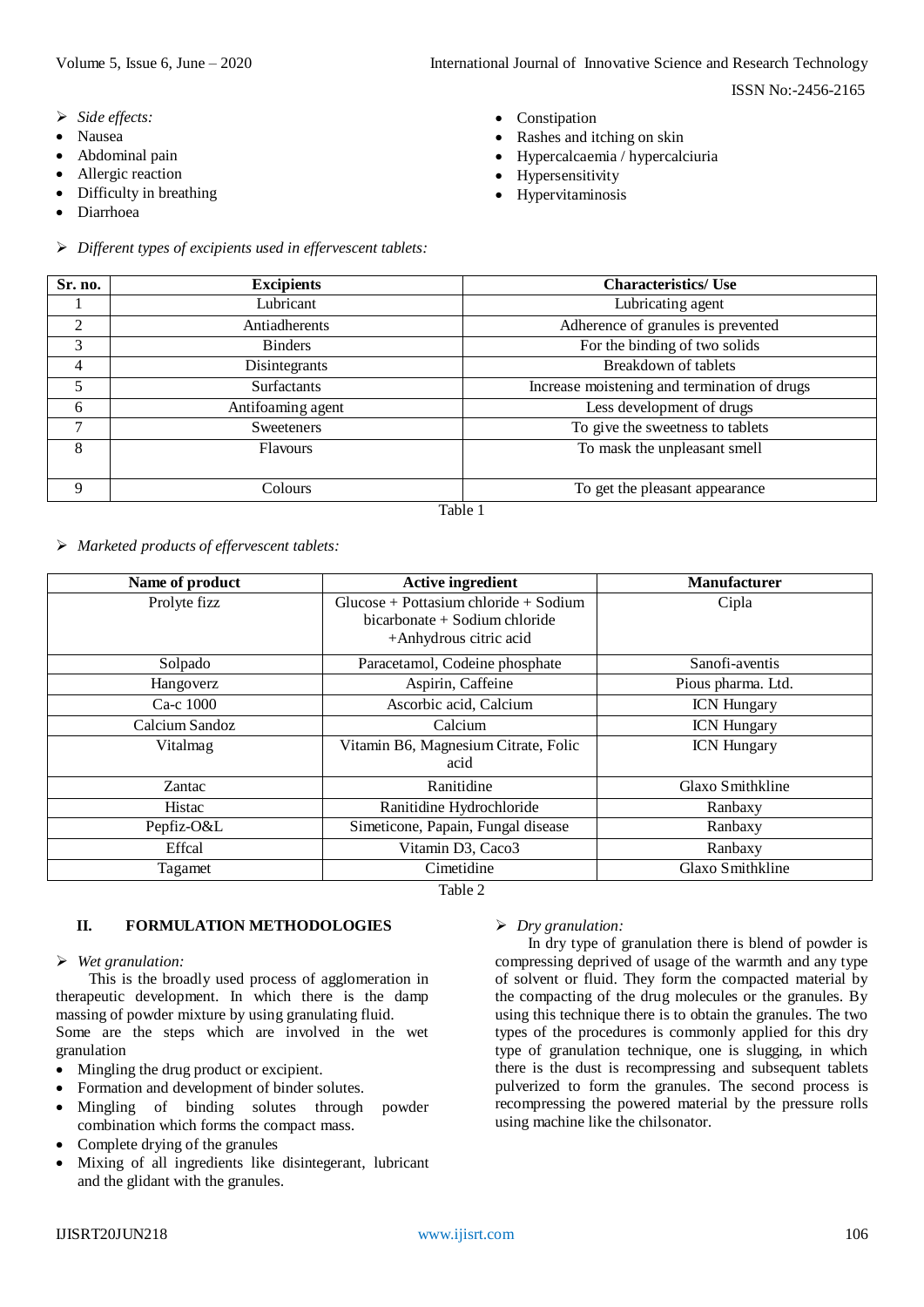➢ *Side effects:*

- Nausea
- Abdominal pain
- Allergic reaction
- Difficulty in breathing
- Diarrhoea
- Constipation
- Rashes and itching on skin
- Hypercalcaemia / hypercalciuria
- Hypersensitivity
- Hypervitaminosis

➢ *Different types of excipients used in effervescent tablets:*

| Sr. no. | Excipients | Characteristics/ Use |
|---|---|---|
| 1 | Lubricant | Lubricating agent |
| 2 | Antiadherents | Adherence of granules is prevented |
| 3 | Binders | For the binding of two solids |
| 4 | Disintegrants | Breakdown of tablets |
| 5 | Surfactants | Increase moistening and termination of drugs |
| 6 | Antifoaming agent | Less development of drugs |
| 7 | Sweeteners | To give the sweetness to tablets |
| 8 | Flavours | To mask the unpleasant smell |
| 9 | Colours | To get the pleasant appearance |

Table 1

➢ *Marketed products of effervescent tablets:*

| Name of product | Active ingredient | Manufacturer |
|---|---|---|
| Prolyte fizz | Glucose + Pottasium chloride + Sodium bicarbonate + Sodium chloride +Anhydrous citric acid | Cipla |
| Solpado | Paracetamol, Codeine phosphate | Sanofi-aventis |
| Hangoverz | Aspirin, Caffeine | Pious pharma. Ltd. |
| Ca-c 1000 | Ascorbic acid, Calcium | ICN Hungary |
| Calcium Sandoz | Calcium | ICN Hungary |
| Vitalmag | Vitamin B6, Magnesium Citrate, Folic acid | ICN Hungary |
| Zantac | Ranitidine | Glaxo Smithkline |
| Histac | Ranitidine Hydrochloride | Ranbaxy |
| Pepfiz-O&L | Simeticone, Papain, Fungal disease | Ranbaxy |
| Effcal | Vitamin D3, Caco3 | Ranbaxy |
| Tagamet | Cimetidine | Glaxo Smithkline |

Table 2

## II. FORMULATION METHODOLOGIES

➢ *Wet granulation:*

This is the broadly used process of agglomeration in therapeutic development. In which there is the damp massing of powder mixture by using granulating fluid.

Some are the steps which are involved in the wet granulation

- Mingling the drug product or excipient.
- Formation and development of binder solutes.
- Mingling of binding solutes through powder combination which forms the compact mass.
- Complete drying of the granules
- Mixing of all ingredients like disintegerant, lubricant and the glidant with the granules.

➢ *Dry granulation:*

In dry type of granulation there is blend of powder is compressing deprived of usage of the warmth and any type of solvent or fluid. They form the compacted material by the compacting of the drug molecules or the granules. By using this technique there is to obtain the granules. The two types of the procedures is commonly applied for this dry type of granulation technique, one is slugging, in which there is the dust is recompressing and subsequent tablets pulverized to form the granules. The second process is recompressing the powered material by the pressure rolls using machine like the chilsonator.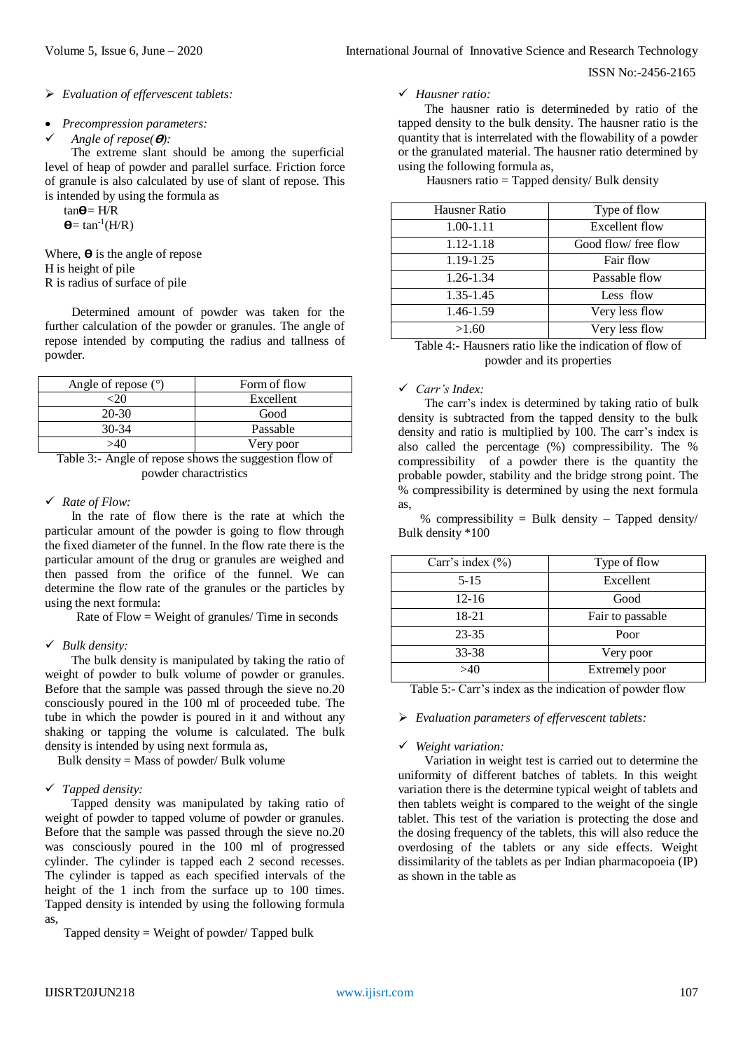➢ *Evaluation of effervescent tablets:*

- *Precompression parameters:*

✓ *Angle of repose(θ):*

The extreme slant should be among the superficial level of heap of powder and parallel surface. Friction force of granule is also calculated by use of slant of repose. This is intended by using the formula as

$\tan\theta = H/R$

$\theta = \tan^{-1}(H/R)$

Where, θ is the angle of repose
H is height of pile
R is radius of surface of pile

Determined amount of powder was taken for the further calculation of the powder or granules. The angle of repose intended by computing the radius and tallness of powder.

| Angle of repose (°) | Form of flow |
|---|---|
| <20 | Excellent |
| 20-30 | Good |
| 30-34 | Passable |
| >40 | Very poor |

Table 3:- Angle of repose shows the suggestion flow of powder charactristics

✓ *Rate of Flow:*

In the rate of flow there is the rate at which the particular amount of the powder is going to flow through the fixed diameter of the funnel. In the flow rate there is the particular amount of the drug or granules are weighed and then passed from the orifice of the funnel. We can determine the flow rate of the granules or the particles by using the next formula:

Rate of Flow = Weight of granules/ Time in seconds

✓ *Bulk density:*

The bulk density is manipulated by taking the ratio of weight of powder to bulk volume of powder or granules. Before that the sample was passed through the sieve no.20 consciously poured in the 100 ml of proceeded tube. The tube in which the powder is poured in it and without any shaking or tapping the volume is calculated. The bulk density is intended by using next formula as,

Bulk density = Mass of powder/ Bulk volume

✓ *Tapped density:*

Tapped density was manipulated by taking ratio of weight of powder to tapped volume of powder or granules. Before that the sample was passed through the sieve no.20 was consciously poured in the 100 ml of progressed cylinder. The cylinder is tapped each 2 second recesses. The cylinder is tapped as each specified intervals of the height of the 1 inch from the surface up to 100 times. Tapped density is intended by using the following formula as,

Tapped density = Weight of powder/ Tapped bulk

✓ *Hausner ratio:*

The hausner ratio is determineded by ratio of the tapped density to the bulk density. The hausner ratio is the quantity that is interrelated with the flowability of a powder or the granulated material. The hausner ratio determined by using the following formula as,

Hausners ratio = Tapped density/ Bulk density

| Hausner Ratio | Type of flow |
|---|---|
| 1.00-1.11 | Excellent flow |
| 1.12-1.18 | Good flow/ free flow |
| 1.19-1.25 | Fair flow |
| 1.26-1.34 | Passable flow |
| 1.35-1.45 | Less flow |
| 1.46-1.59 | Very less flow |
| >1.60 | Very less flow |

Table 4:- Hausners ratio like the indication of flow of powder and its properties

✓ *Carr's Index:*

The carr's index is determined by taking ratio of bulk density is subtracted from the tapped density to the bulk density and ratio is multiplied by 100. The carr's index is also called the percentage (%) compressibility. The % compressibility of a powder there is the quantity the probable powder, stability and the bridge strong point. The % compressibility is determined by using the next formula as,

% compressibility = Bulk density – Tapped density/ Bulk density *100

| Carr's index (%) | Type of flow |
|---|---|
| 5-15 | Excellent |
| 12-16 | Good |
| 18-21 | Fair to passable |
| 23-35 | Poor |
| 33-38 | Very poor |
| >40 | Extremely poor |

Table 5:- Carr's index as the indication of powder flow

➢ *Evaluation parameters of effervescent tablets:*

✓ *Weight variation:*

Variation in weight test is carried out to determine the uniformity of different batches of tablets. In this weight variation there is the determine typical weight of tablets and then tablets weight is compared to the weight of the single tablet. This test of the variation is protecting the dose and the dosing frequency of the tablets, this will also reduce the overdosing of the tablets or any side effects. Weight dissimilarity of the tablets as per Indian pharmacopoeia (IP) as shown in the table as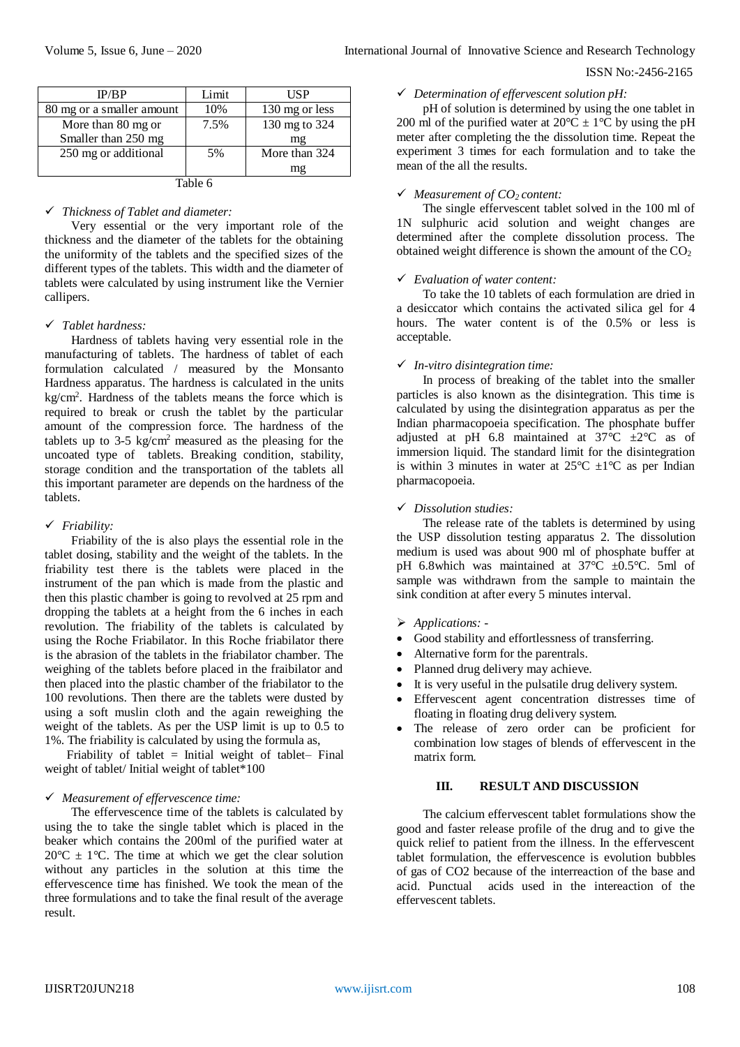| IP/BP | Limit | USP |
|---|---|---|
| 80 mg or a smaller amount | 10% | 130 mg or less |
| More than 80 mg or Smaller than 250 mg | 7.5% | 130 mg to 324 mg |
| 250 mg or additional | 5% | More than 324 mg |

Table 6

- ✓ *Thickness of Tablet and diameter:*

Very essential or the very important role of the thickness and the diameter of the tablets for the obtaining the uniformity of the tablets and the specified sizes of the different types of the tablets. This width and the diameter of tablets were calculated by using instrument like the Vernier callipers.

- ✓ *Tablet hardness:*

Hardness of tablets having very essential role in the manufacturing of tablets. The hardness of tablet of each formulation calculated / measured by the Monsanto Hardness apparatus. The hardness is calculated in the units $kg/cm^2$. Hardness of the tablets means the force which is required to break or crush the tablet by the particular amount of the compression force. The hardness of the tablets up to 3-5 $kg/cm^2$ measured as the pleasing for the uncoated type of tablets. Breaking condition, stability, storage condition and the transportation of the tablets all this important parameter are depends on the hardness of the tablets.

- ✓ *Friability:*

Friability of the is also plays the essential role in the tablet dosing, stability and the weight of the tablets. In the friability test there is the tablets were placed in the instrument of the pan which is made from the plastic and then this plastic chamber is going to revolved at 25 rpm and dropping the tablets at a height from the 6 inches in each revolution. The friability of the tablets is calculated by using the Roche Friabilator. In this Roche friabilator there is the abrasion of the tablets in the friabilator chamber. The weighing of the tablets before placed in the fraibilator and then placed into the plastic chamber of the friabilator to the 100 revolutions. Then there are the tablets were dusted by using a soft muslin cloth and the again reweighing the weight of the tablets. As per the USP limit is up to 0.5 to 1%. The friability is calculated by using the formula as,

Friability of tablet = Initial weight of tablet– Final weight of tablet/ Initial weight of tablet*100

- ✓ *Measurement of effervescence time:*

The effervescence time of the tablets is calculated by using the to take the single tablet which is placed in the beaker which contains the 200ml of the purified water at 20°C ± 1°C. The time at which we get the clear solution without any particles in the solution at this time the effervescence time has finished. We took the mean of the three formulations and to take the final result of the average result.

- ✓ *Determination of effervescent solution pH:*

pH of solution is determined by using the one tablet in 200 ml of the purified water at 20°C ± 1°C by using the pH meter after completing the the dissolution time. Repeat the experiment 3 times for each formulation and to take the mean of the all the results.

- ✓ *Measurement of $CO_2$ content:*

The single effervescent tablet solved in the 100 ml of 1N sulphuric acid solution and weight changes are determined after the complete dissolution process. The obtained weight difference is shown the amount of the $CO_2$

- ✓ *Evaluation of water content:*

To take the 10 tablets of each formulation are dried in a desiccator which contains the activated silica gel for 4 hours. The water content is of the 0.5% or less is acceptable.

- ✓ *In-vitro disintegration time:*

In process of breaking of the tablet into the smaller particles is also known as the disintegration. This time is calculated by using the disintegration apparatus as per the Indian pharmacopoeia specification. The phosphate buffer adjusted at pH 6.8 maintained at 37℃ ±2℃ as of immersion liquid. The standard limit for the disintegration is within 3 minutes in water at 25℃ ±1℃ as per Indian pharmacopoeia.

- ✓ *Dissolution studies:*

The release rate of the tablets is determined by using the USP dissolution testing apparatus 2. The dissolution medium is used was about 900 ml of phosphate buffer at pH 6.8which was maintained at 37℃ ±0.5℃. 5ml of sample was withdrawn from the sample to maintain the sink condition at after every 5 minutes interval.

- ➢ *Applications: -*
  - Good stability and effortlessness of transferring.
  - Alternative form for the parentrals.
  - Planned drug delivery may achieve.
  - It is very useful in the pulsatile drug delivery system.
  - Effervescent agent concentration distresses time of floating in floating drug delivery system.
  - The release of zero order can be proficient for combination low stages of blends of effervescent in the matrix form.

## III. RESULT AND DISCUSSION

The calcium effervescent tablet formulations show the good and faster release profile of the drug and to give the quick relief to patient from the illness. In the effervescent tablet formulation, the effervescence is evolution bubbles of gas of CO2 because of the interreaction of the base and acid. Punctual acids used in the intereaction of the effervescent tablets.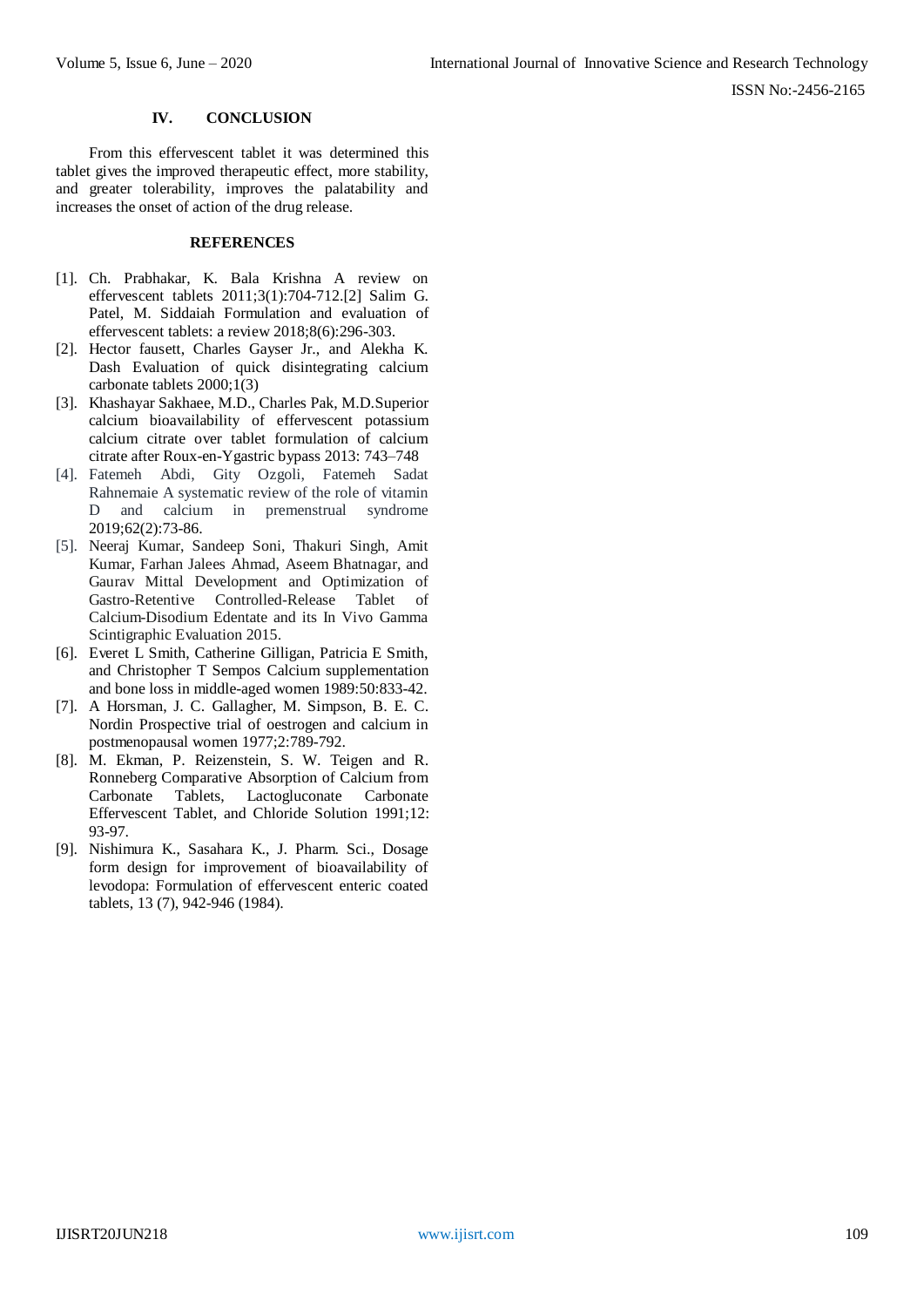## IV. CONCLUSION

From this effervescent tablet it was determined this tablet gives the improved therapeutic effect, more stability, and greater tolerability, improves the palatability and increases the onset of action of the drug release.

## REFERENCES

[1]. Ch. Prabhakar, K. Bala Krishna A review on effervescent tablets 2011;3(1):704-712.[2] Salim G. Patel, M. Siddaiah Formulation and evaluation of effervescent tablets: a review 2018;8(6):296-303.

[2]. Hector fausett, Charles Gayser Jr., and Alekha K. Dash Evaluation of quick disintegrating calcium carbonate tablets 2000;1(3)

[3]. Khashayar Sakhaee, M.D., Charles Pak, M.D.Superior calcium bioavailability of effervescent potassium calcium citrate over tablet formulation of calcium citrate after Roux-en-Ygastric bypass 2013: 743–748

[4]. Fatemeh Abdi, Gity Ozgoli, Fatemeh Sadat Rahnemaie A systematic review of the role of vitamin D and calcium in premenstrual syndrome 2019;62(2):73-86.

[5]. Neeraj Kumar, Sandeep Soni, Thakuri Singh, Amit Kumar, Farhan Jalees Ahmad, Aseem Bhatnagar, and Gaurav Mittal Development and Optimization of Gastro-Retentive Controlled-Release Tablet of Calcium-Disodium Edentate and its In Vivo Gamma Scintigraphic Evaluation 2015.

[6]. Everet L Smith, Catherine Gilligan, Patricia E Smith, and Christopher T Sempos Calcium supplementation and bone loss in middle-aged women 1989:50:833-42.

[7]. A Horsman, J. C. Gallagher, M. Simpson, B. E. C. Nordin Prospective trial of oestrogen and calcium in postmenopausal women 1977;2:789-792.

[8]. M. Ekman, P. Reizenstein, S. W. Teigen and R. Ronneberg Comparative Absorption of Calcium from Carbonate Tablets, Lactogluconate Carbonate Effervescent Tablet, and Chloride Solution 1991;12: 93-97.

[9]. Nishimura K., Sasahara K., J. Pharm. Sci., Dosage form design for improvement of bioavailability of levodopa: Formulation of effervescent enteric coated tablets, 13 (7), 942-946 (1984).